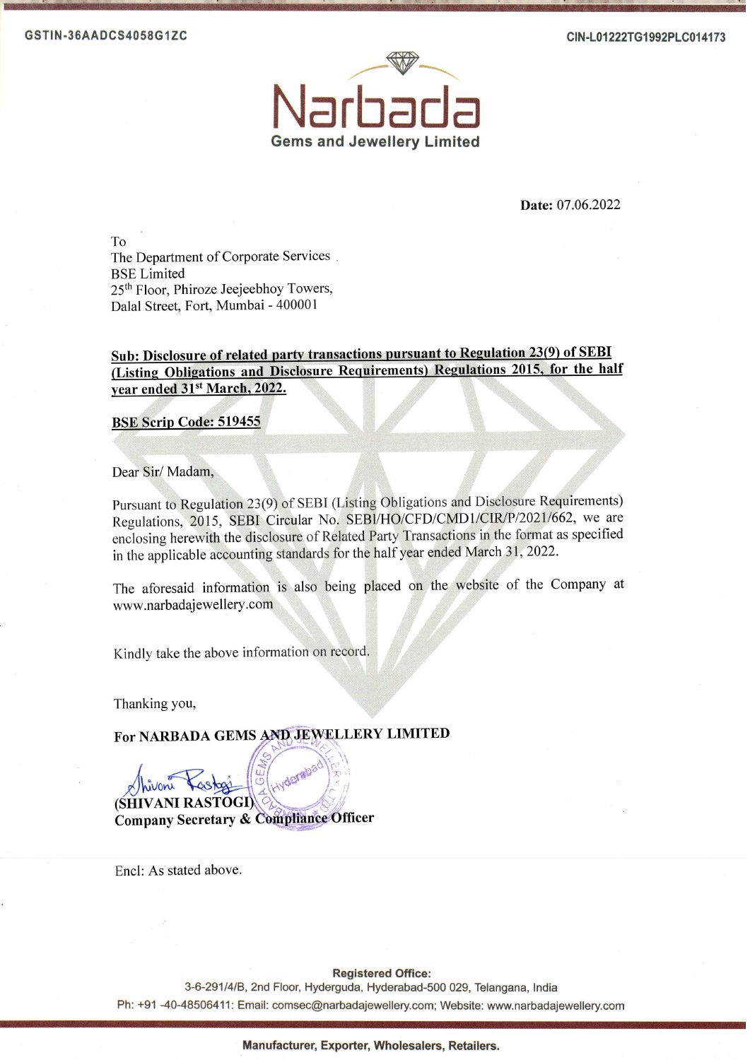GSTIN-36AADCS4058G1ZC

CIN-L01222TG1992PLC014173

# Narbada

## Gems and Jewellery Limited

**Date:** 07.06.2022

To
The Department of Corporate Services
BSE Limited
25th Floor, Phiroze Jeejeebhoy Towers,
Dalal Street, Fort, Mumbai - 400001

**Sub: Disclosure of related party transactions pursuant to Regulation 23(9) of SEBI (Listing Obligations and Disclosure Requirements) Regulations 2015, for the half year ended 31st March, 2022.**

**BSE Scrip Code: 519455**

Dear Sir/ Madam,

Pursuant to Regulation 23(9) of SEBI (Listing Obligations and Disclosure Requirements) Regulations, 2015, SEBI Circular No. SEBI/HO/CFD/CMD1/CIR/P/2021/662, we are enclosing herewith the disclosure of Related Party Transactions in the format as specified in the applicable accounting standards for the half year ended March 31, 2022.

The aforesaid information is also being placed on the website of the Company at www.narbadajewellery.com

Kindly take the above information on record.

Thanking you,

**For NARBADA GEMS AND JEWELLERY LIMITED**

**(SHIVANI RASTOGI)**
**Company Secretary & Compliance Officer**

Encl: As stated above.

**Registered Office:**
3-6-291/4/B, 2nd Floor, Hyderguda, Hyderabad-500 029, Telangana, India
Ph: +91 -40-48506411: Email: comsec@narbadajewellery.com; Website: www.narbadajewellery.com

**Manufacturer, Exporter, Wholesalers, Retailers.**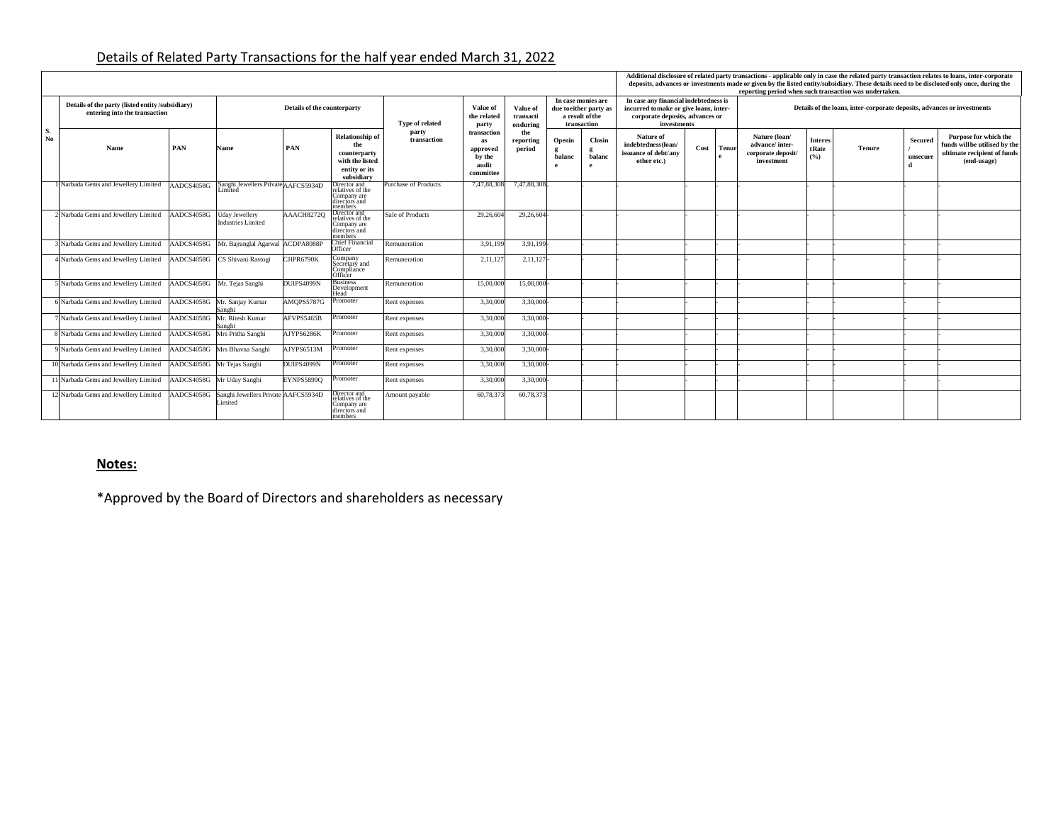## Details of Related Party Transactions for the half year ended March 31, 2022

| S. No | Details of the party (listed entity /subsidiary) entering into the transaction | | Details of the counterparty | | | Type of related party transaction | Value of the related party transaction as approved by the audit committee | Value of transaction during the reporting period | In case monies are due to either party as a result of the transaction | | Additional disclosure of related party transactions - applicable only in case the related party transaction relates to loans, inter-corporate deposits, advances or investments made or given by the listed entity/subsidiary. These details need to be disclosed only once, during the reporting period when such transaction was undertaken. In case any financial indebtedness is incurred to make or give loans, inter-corporate deposits, advances or investments | | | Details of the loans, inter-corporate deposits, advances or investments | | | | |
|---|---|---|---|---|---|---|---|---|---|---|---|---|---|---|---|---|---|---|
| | Name | PAN | Name | PAN | Relationship of the counterparty with the listed entity or its subsidiary | | | | Opening balance | Closing balance | Nature of indebtedness (loan/ issuance of debt/ any other etc.) | Cost | Tenure | Nature (loan/ advance/ inter-corporate deposit/ investment | Interest Rate (%) | Tenure | Secured / unsecured | Purpose for which the funds will be utilised by the ultimate recipient of funds (end-usage) |
| 1 | Narbada Gems and Jewellery Limited | AADCS4058G | Sanghi Jewellers Private Limited | AAFCS5934D | Director and relatives of the Company are directors and members | Purchase of Products | 7,47,88,308 | 7,47,88,308 | - | - | - | - | - | - | - | - | - | - |
| 2 | Narbada Gems and Jewellery Limited | AADCS4058G | Uday Jewellery Industries Limited | AAACH8272Q | Director and relatives of the Company are directors and members | Sale of Products | 29,26,604 | 29,26,604 | - | - | - | - | - | - | - | - | - | - |
| 3 | Narbada Gems and Jewellery Limited | AADCS4058G | Mr. Bajranglal Agarwal | ACDPA8088P | Chief Financial Officer | Remuneration | 3,91,199 | 3,91,199 | - | - | - | - | - | - | - | - | - | - |
| 4 | Narbada Gems and Jewellery Limited | AADCS4058G | CS Shivani Rastogi | CJIPR6790K | Company Secretary and Compliance Officer | Remuneration | 2,11,127 | 2,11,127 | - | - | - | - | - | - | - | - | - | - |
| 5 | Narbada Gems and Jewellery Limited | AADCS4058G | Mr. Tejas Sanghi | DUIPS4099N | Business Development Head | Remuneration | 15,00,000 | 15,00,000 | - | - | - | - | - | - | - | - | - | - |
| 6 | Narbada Gems and Jewellery Limited | AADCS4058G | Mr. Sanjay Kumar Sanghi | AMQPS5787G | Promoter | Rent expenses | 3,30,000 | 3,30,000 | - | - | - | - | - | - | - | - | - | - |
| 7 | Narbada Gems and Jewellery Limited | AADCS4058G | Mr. Ritesh Kumar Sanghi | AFVPS5465B | Promoter | Rent expenses | 3,30,000 | 3,30,000 | - | - | - | - | - | - | - | - | - | - |
| 8 | Narbada Gems and Jewellery Limited | AADCS4058G | Mrs Pritha Sanghi | AJYPS6286K | Promoter | Rent expenses | 3,30,000 | 3,30,000 | - | - | - | - | - | - | - | - | - | - |
| 9 | Narbada Gems and Jewellery Limited | AADCS4058G | Mrs Bhavna Sanghi | AJYPS6513M | Promoter | Rent expenses | 3,30,000 | 3,30,000 | - | - | - | - | - | - | - | - | - | - |
| 10 | Narbada Gems and Jewellery Limited | AADCS4058G | Mr Tejas Sanghi | DUIPS4099N | Promoter | Rent expenses | 3,30,000 | 3,30,000 | - | - | - | - | - | - | - | - | - | - |
| 11 | Narbada Gems and Jewellery Limited | AADCS4058G | Mr Uday Sanghi | EYNPS5899Q | Promoter | Rent expenses | 3,30,000 | 3,30,000 | - | - | - | - | - | - | - | - | - | - |
| 12 | Narbada Gems and Jewellery Limited | AADCS4058G | Sanghi Jewellers Private Limited | AAFCS5934D | Director and relatives of the Company are directors and members | Amount payable | 60,78,373 | 60,78,373 | | | | | | | | | | |

**Notes:**

*Approved by the Board of Directors and shareholders as necessary